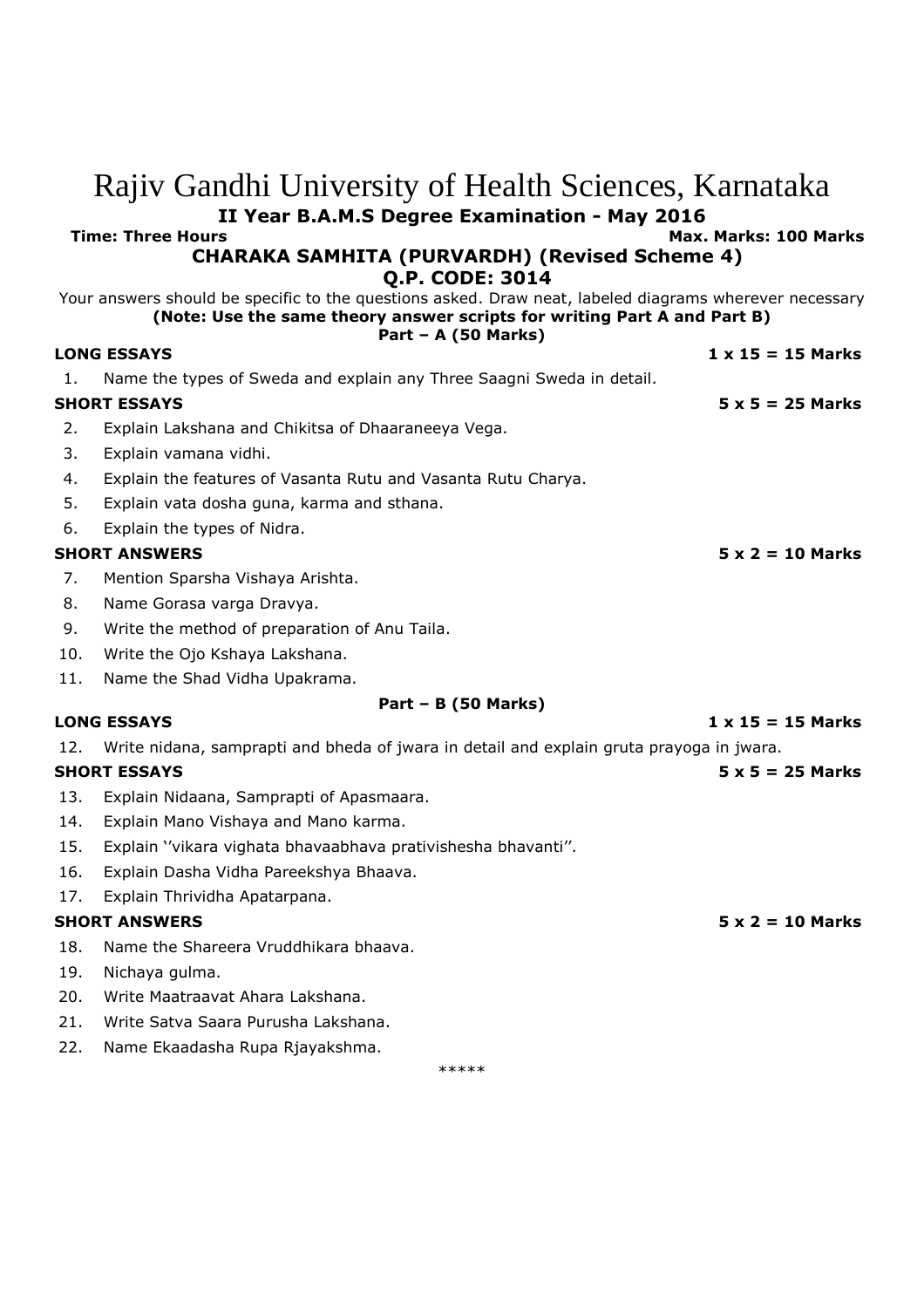# Rajiv Gandhi University of Health Sciences, Karnataka

**II Year B.A.M.S Degree Examination - May 2016**

**Time: Three Hours** **Max. Marks: 100 Marks**

**CHARAKA SAMHITA (PURVARDH) (Revised Scheme 4)**

**Q.P. CODE: 3014**

Your answers should be specific to the questions asked. Draw neat, labeled diagrams wherever necessary

**(Note: Use the same theory answer scripts for writing Part A and Part B)**

**Part – A (50 Marks)**

**LONG ESSAYS** **1 x 15 = 15 Marks**

1. Name the types of Sweda and explain any Three Saagni Sweda in detail.

**SHORT ESSAYS** **5 x 5 = 25 Marks**

2. Explain Lakshana and Chikitsa of Dhaaraneeya Vega.
3. Explain vamana vidhi.
4. Explain the features of Vasanta Rutu and Vasanta Rutu Charya.
5. Explain vata dosha guna, karma and sthana.
6. Explain the types of Nidra.

**SHORT ANSWERS** **5 x 2 = 10 Marks**

7. Mention Sparsha Vishaya Arishta.
8. Name Gorasa varga Dravya.
9. Write the method of preparation of Anu Taila.
10. Write the Ojo Kshaya Lakshana.
11. Name the Shad Vidha Upakrama.

**Part – B (50 Marks)**

**LONG ESSAYS** **1 x 15 = 15 Marks**

12. Write nidana, samprapti and bheda of jwara in detail and explain gruta prayoga in jwara.

**SHORT ESSAYS** **5 x 5 = 25 Marks**

13. Explain Nidaana, Samprapti of Apasmaara.
14. Explain Mano Vishaya and Mano karma.
15. Explain ''vikara vighata bhavaabhava prativishesha bhavanti''.
16. Explain Dasha Vidha Pareekshya Bhaava.
17. Explain Thrividha Apatarpana.

**SHORT ANSWERS** **5 x 2 = 10 Marks**

18. Name the Shareera Vruddhikara bhaava.
19. Nichaya gulma.
20. Write Maatraavat Ahara Lakshana.
21. Write Satva Saara Purusha Lakshana.
22. Name Ekaadasha Rupa Rjayakshma.

*****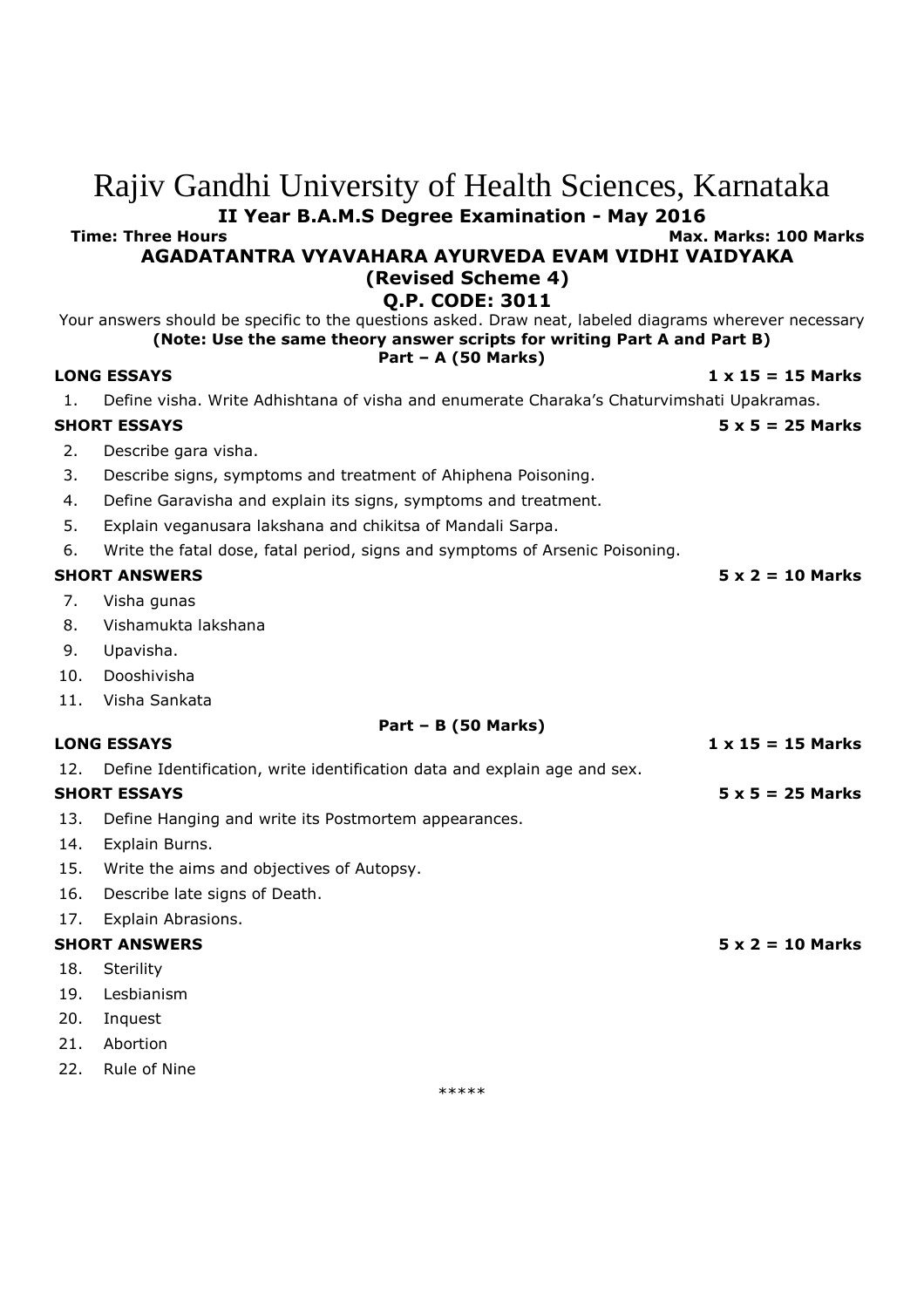# Rajiv Gandhi University of Health Sciences, Karnataka

**II Year B.A.M.S Degree Examination - May 2016**

**Time: Three Hours** **Max. Marks: 100 Marks**

**AGADATANTRA VYAVAHARA AYURVEDA EVAM VIDHI VAIDYAKA**
**(Revised Scheme 4)**
**Q.P. CODE: 3011**

Your answers should be specific to the questions asked. Draw neat, labeled diagrams wherever necessary
**(Note: Use the same theory answer scripts for writing Part A and Part B)**

**Part – A (50 Marks)**

**LONG ESSAYS** **1 x 15 = 15 Marks**

1. Define visha. Write Adhishtana of visha and enumerate Charaka's Chaturvimshati Upakramas.

**SHORT ESSAYS** **5 x 5 = 25 Marks**

2. Describe gara visha.
3. Describe signs, symptoms and treatment of Ahiphena Poisoning.
4. Define Garavisha and explain its signs, symptoms and treatment.
5. Explain veganusara lakshana and chikitsa of Mandali Sarpa.
6. Write the fatal dose, fatal period, signs and symptoms of Arsenic Poisoning.

**SHORT ANSWERS** **5 x 2 = 10 Marks**

7. Visha gunas
8. Vishamukta lakshana
9. Upavisha.
10. Dooshivisha
11. Visha Sankata

**Part – B (50 Marks)**

**LONG ESSAYS** **1 x 15 = 15 Marks**

12. Define Identification, write identification data and explain age and sex.

**SHORT ESSAYS** **5 x 5 = 25 Marks**

13. Define Hanging and write its Postmortem appearances.
14. Explain Burns.
15. Write the aims and objectives of Autopsy.
16. Describe late signs of Death.
17. Explain Abrasions.

**SHORT ANSWERS** **5 x 2 = 10 Marks**

18. Sterility
19. Lesbianism
20. Inquest
21. Abortion
22. Rule of Nine

*****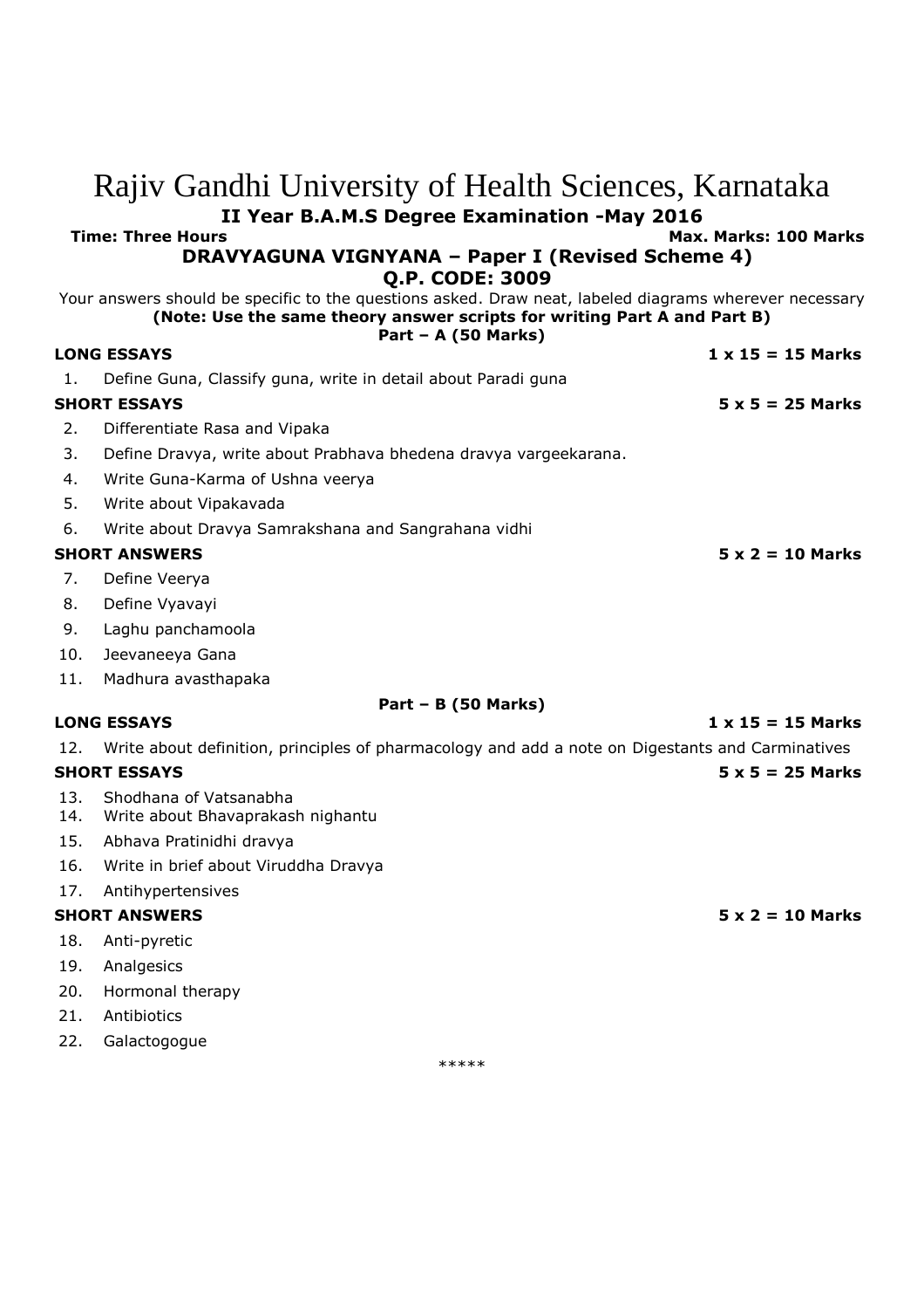# Rajiv Gandhi University of Health Sciences, Karnataka

**II Year B.A.M.S Degree Examination -May 2016**

**Time: Three Hours** **Max. Marks: 100 Marks**

**DRAVYAGUNA VIGNYANA – Paper I (Revised Scheme 4)**

**Q.P. CODE: 3009**

Your answers should be specific to the questions asked. Draw neat, labeled diagrams wherever necessary

**(Note: Use the same theory answer scripts for writing Part A and Part B)**

**Part – A (50 Marks)**

**LONG ESSAYS** **1 x 15 = 15 Marks**

1. Define Guna, Classify guna, write in detail about Paradi guna

**SHORT ESSAYS** **5 x 5 = 25 Marks**

2. Differentiate Rasa and Vipaka
3. Define Dravya, write about Prabhava bhedena dravya vargeekarana.
4. Write Guna-Karma of Ushna veerya
5. Write about Vipakavada
6. Write about Dravya Samrakshana and Sangrahana vidhi

**SHORT ANSWERS** **5 x 2 = 10 Marks**

7. Define Veerya
8. Define Vyavayi
9. Laghu panchamoola
10. Jeevaneeya Gana
11. Madhura avasthapaka

**Part – B (50 Marks)**

**LONG ESSAYS** **1 x 15 = 15 Marks**

12. Write about definition, principles of pharmacology and add a note on Digestants and Carminatives

**SHORT ESSAYS** **5 x 5 = 25 Marks**

13. Shodhana of Vatsanabha
14. Write about Bhavaprakash nighantu
15. Abhava Pratinidhi dravya
16. Write in brief about Viruddha Dravya
17. Antihypertensives

**SHORT ANSWERS** **5 x 2 = 10 Marks**

18. Anti-pyretic
19. Analgesics
20. Hormonal therapy
21. Antibiotics
22. Galactogogue

*****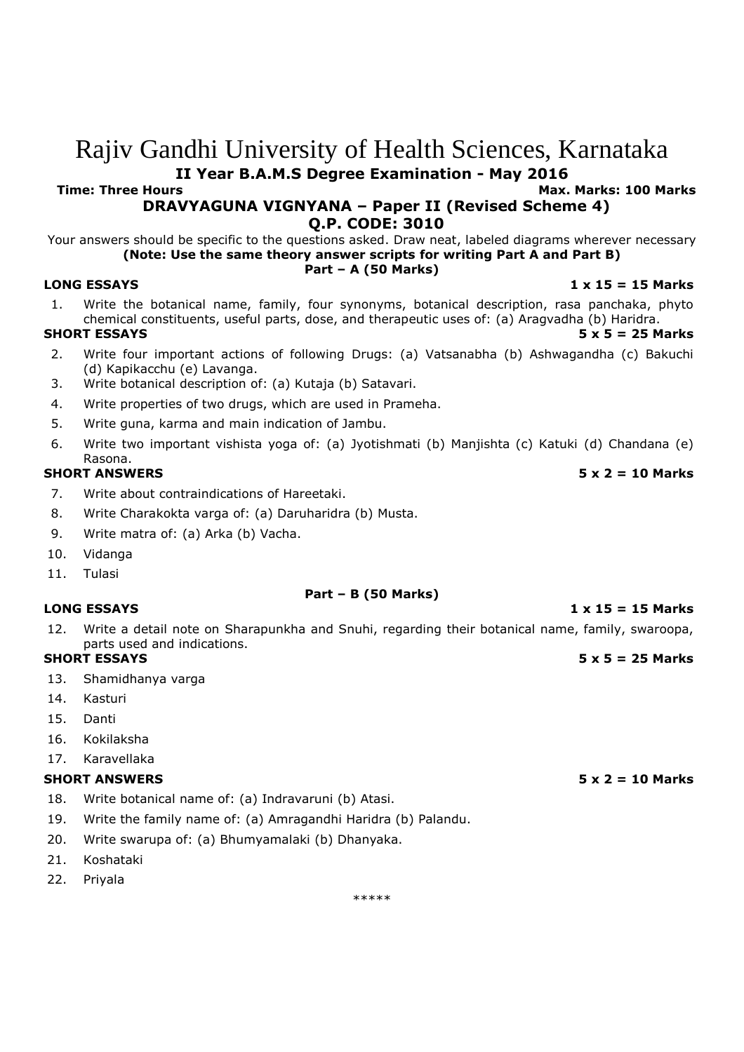# Rajiv Gandhi University of Health Sciences, Karnataka

**II Year B.A.M.S Degree Examination - May 2016**

**Time: Three Hours** **Max. Marks: 100 Marks**

**DRAVYAGUNA VIGNYANA – Paper II (Revised Scheme 4)**

**Q.P. CODE: 3010**

Your answers should be specific to the questions asked. Draw neat, labeled diagrams wherever necessary

**(Note: Use the same theory answer scripts for writing Part A and Part B)**

**Part – A (50 Marks)**

**LONG ESSAYS** **1 x 15 = 15 Marks**

1. Write the botanical name, family, four synonyms, botanical description, rasa panchaka, phyto chemical constituents, useful parts, dose, and therapeutic uses of: (a) Aragvadha (b) Haridra.

**SHORT ESSAYS** **5 x 5 = 25 Marks**

2. Write four important actions of following Drugs: (a) Vatsanabha (b) Ashwagandha (c) Bakuchi (d) Kapikacchu (e) Lavanga.
3. Write botanical description of: (a) Kutaja (b) Satavari.
4. Write properties of two drugs, which are used in Prameha.
5. Write guna, karma and main indication of Jambu.
6. Write two important vishista yoga of: (a) Jyotishmati (b) Manjishta (c) Katuki (d) Chandana (e) Rasona.

**SHORT ANSWERS** **5 x 2 = 10 Marks**

7. Write about contraindications of Hareetaki.
8. Write Charakokta varga of: (a) Daruharidra (b) Musta.
9. Write matra of: (a) Arka (b) Vacha.
10. Vidanga
11. Tulasi

**Part – B (50 Marks)**

**LONG ESSAYS** **1 x 15 = 15 Marks**

12. Write a detail note on Sharapunkha and Snuhi, regarding their botanical name, family, swaroopa, parts used and indications.

**SHORT ESSAYS** **5 x 5 = 25 Marks**

13. Shamidhanya varga
14. Kasturi
15. Danti
16. Kokilaksha
17. Karavellaka

**SHORT ANSWERS** **5 x 2 = 10 Marks**

18. Write botanical name of: (a) Indravaruni (b) Atasi.
19. Write the family name of: (a) Amragandhi Haridra (b) Palandu.
20. Write swarupa of: (a) Bhumyamalaki (b) Dhanyaka.
21. Koshataki
22. Priyala

*****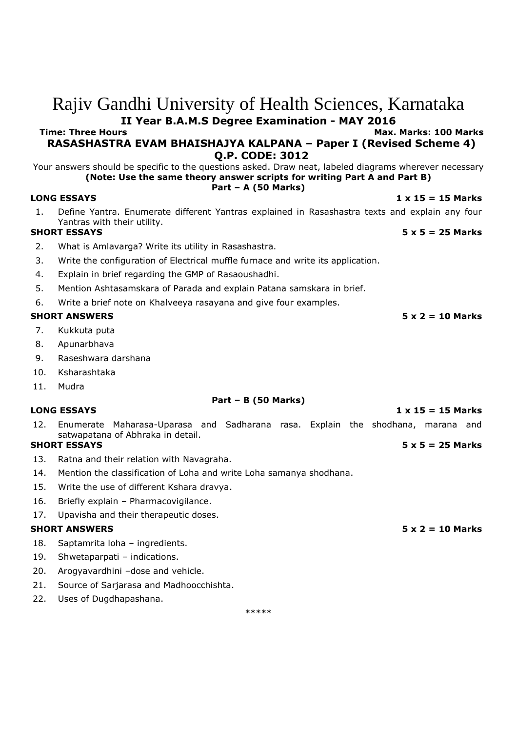# Rajiv Gandhi University of Health Sciences, Karnataka

**II Year B.A.M.S Degree Examination - MAY 2016**

**Time: Three Hours** **Max. Marks: 100 Marks**

**RASASHASTRA EVAM BHAISHAJYA KALPANA – Paper I (Revised Scheme 4)**

**Q.P. CODE: 3012**

Your answers should be specific to the questions asked. Draw neat, labeled diagrams wherever necessary

**(Note: Use the same theory answer scripts for writing Part A and Part B)**

**Part – A (50 Marks)**

**LONG ESSAYS** **1 x 15 = 15 Marks**

1. Define Yantra. Enumerate different Yantras explained in Rasashastra texts and explain any four Yantras with their utility.

**SHORT ESSAYS** **5 x 5 = 25 Marks**

2. What is Amlavarga? Write its utility in Rasashastra.
3. Write the configuration of Electrical muffle furnace and write its application.
4. Explain in brief regarding the GMP of Rasaoushadhi.
5. Mention Ashtasamskara of Parada and explain Patana samskara in brief.
6. Write a brief note on Khalveeya rasayana and give four examples.

**SHORT ANSWERS** **5 x 2 = 10 Marks**

7. Kukkuta puta
8. Apunarbhava
9. Raseshwara darshana
10. Ksharashtaka
11. Mudra

**Part – B (50 Marks)**

**LONG ESSAYS** **1 x 15 = 15 Marks**

12. Enumerate Maharasa-Uparasa and Sadharana rasa. Explain the shodhana, marana and satwapatana of Abhraka in detail.

**SHORT ESSAYS** **5 x 5 = 25 Marks**

13. Ratna and their relation with Navagraha.
14. Mention the classification of Loha and write Loha samanya shodhana.
15. Write the use of different Kshara dravya.
16. Briefly explain – Pharmacovigilance.
17. Upavisha and their therapeutic doses.

**SHORT ANSWERS** **5 x 2 = 10 Marks**

18. Saptamrita loha – ingredients.
19. Shwetaparpati – indications.
20. Arogyavardhini –dose and vehicle.
21. Source of Sarjarasa and Madhoocchishta.
22. Uses of Dugdhapashana.

\*\*\*\*\*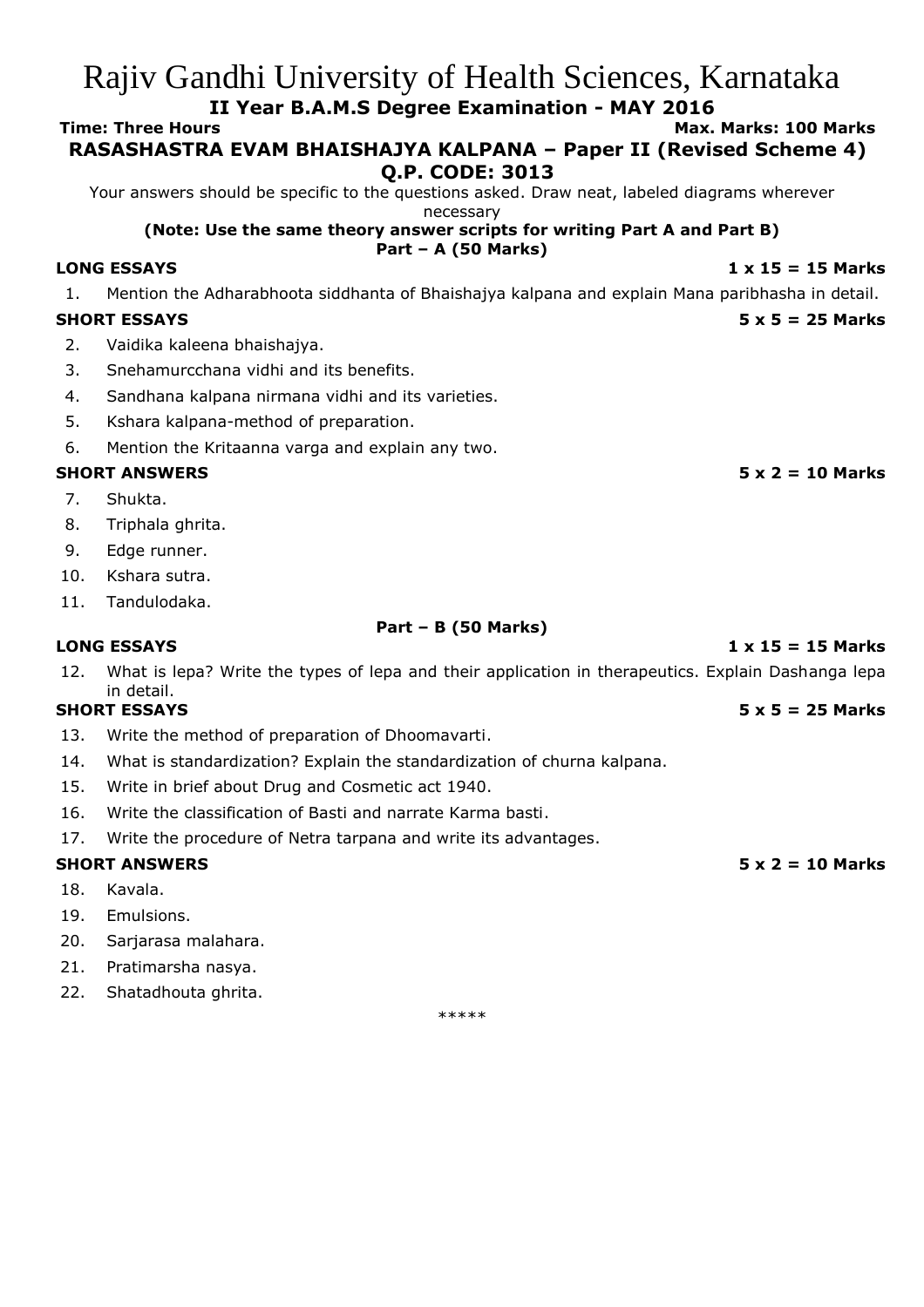# Rajiv Gandhi University of Health Sciences, Karnataka

**II Year B.A.M.S Degree Examination - MAY 2016**

**Time: Three Hours** **Max. Marks: 100 Marks**

## RASASHASTRA EVAM BHAISHAJYA KALPANA – Paper II (Revised Scheme 4)

**Q.P. CODE: 3013**

Your answers should be specific to the questions asked. Draw neat, labeled diagrams wherever necessary

**(Note: Use the same theory answer scripts for writing Part A and Part B)**

**Part – A (50 Marks)**

**LONG ESSAYS** **1 x 15 = 15 Marks**

1. Mention the Adharabhoota siddhanta of Bhaishajya kalpana and explain Mana paribhasha in detail.

**SHORT ESSAYS** **5 x 5 = 25 Marks**

2. Vaidika kaleena bhaishajya.
3. Snehamurcchana vidhi and its benefits.
4. Sandhana kalpana nirmana vidhi and its varieties.
5. Kshara kalpana-method of preparation.
6. Mention the Kritaanna varga and explain any two.

**SHORT ANSWERS** **5 x 2 = 10 Marks**

7. Shukta.
8. Triphala ghrita.
9. Edge runner.
10. Kshara sutra.
11. Tandulodaka.

**Part – B (50 Marks)**

**LONG ESSAYS** **1 x 15 = 15 Marks**

12. What is lepa? Write the types of lepa and their application in therapeutics. Explain Dashanga lepa in detail.

**SHORT ESSAYS** **5 x 5 = 25 Marks**

13. Write the method of preparation of Dhoomavarti.
14. What is standardization? Explain the standardization of churna kalpana.
15. Write in brief about Drug and Cosmetic act 1940.
16. Write the classification of Basti and narrate Karma basti.
17. Write the procedure of Netra tarpana and write its advantages.

**SHORT ANSWERS** **5 x 2 = 10 Marks**

18. Kavala.
19. Emulsions.
20. Sarjarasa malahara.
21. Pratimarsha nasya.
22. Shatadhouta ghrita.

*****